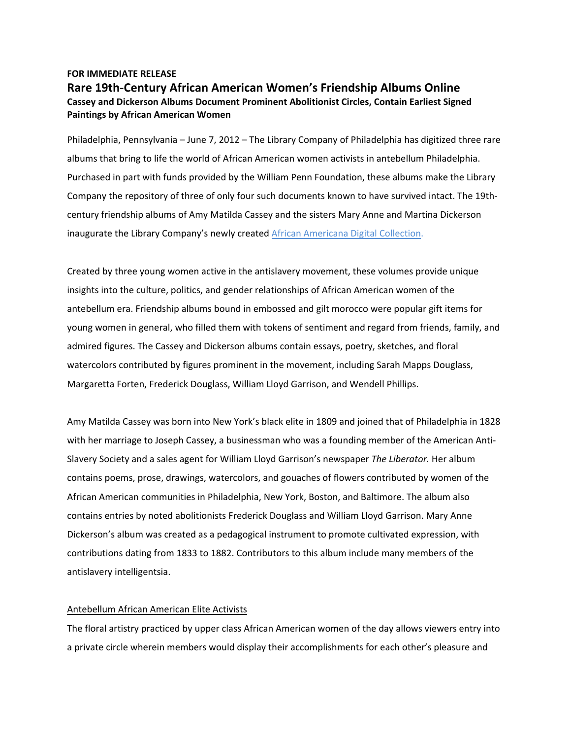**FOR IMMEDIATE RELEASE**

# Rare 19th-Century African American Women's Friendship Albums Online

### Cassey and Dickerson Albums Document Prominent Abolitionist Circles, Contain Earliest Signed Paintings by African American Women

Philadelphia, Pennsylvania – June 7, 2012 – The Library Company of Philadelphia has digitized three rare albums that bring to life the world of African American women activists in antebellum Philadelphia. Purchased in part with funds provided by the William Penn Foundation, these albums make the Library Company the repository of three of only four such documents known to have survived intact. The 19th-century friendship albums of Amy Matilda Cassey and the sisters Mary Anne and Martina Dickerson inaugurate the Library Company's newly created African Americana Digital Collection.

Created by three young women active in the antislavery movement, these volumes provide unique insights into the culture, politics, and gender relationships of African American women of the antebellum era. Friendship albums bound in embossed and gilt morocco were popular gift items for young women in general, who filled them with tokens of sentiment and regard from friends, family, and admired figures. The Cassey and Dickerson albums contain essays, poetry, sketches, and floral watercolors contributed by figures prominent in the movement, including Sarah Mapps Douglass, Margaretta Forten, Frederick Douglass, William Lloyd Garrison, and Wendell Phillips.

Amy Matilda Cassey was born into New York's black elite in 1809 and joined that of Philadelphia in 1828 with her marriage to Joseph Cassey, a businessman who was a founding member of the American Anti-Slavery Society and a sales agent for William Lloyd Garrison's newspaper *The Liberator.* Her album contains poems, prose, drawings, watercolors, and gouaches of flowers contributed by women of the African American communities in Philadelphia, New York, Boston, and Baltimore. The album also contains entries by noted abolitionists Frederick Douglass and William Lloyd Garrison. Mary Anne Dickerson's album was created as a pedagogical instrument to promote cultivated expression, with contributions dating from 1833 to 1882. Contributors to this album include many members of the antislavery intelligentsia.

Antebellum African American Elite Activists

The floral artistry practiced by upper class African American women of the day allows viewers entry into a private circle wherein members would display their accomplishments for each other's pleasure and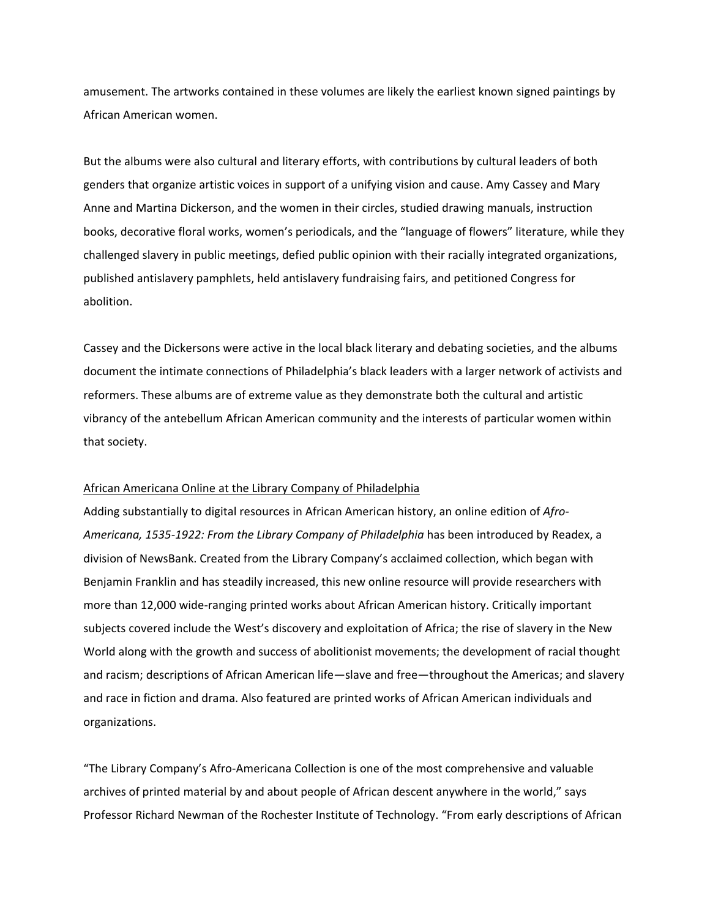amusement. The artworks contained in these volumes are likely the earliest known signed paintings by African American women.

But the albums were also cultural and literary efforts, with contributions by cultural leaders of both genders that organize artistic voices in support of a unifying vision and cause. Amy Cassey and Mary Anne and Martina Dickerson, and the women in their circles, studied drawing manuals, instruction books, decorative floral works, women's periodicals, and the "language of flowers" literature, while they challenged slavery in public meetings, defied public opinion with their racially integrated organizations, published antislavery pamphlets, held antislavery fundraising fairs, and petitioned Congress for abolition.

Cassey and the Dickersons were active in the local black literary and debating societies, and the albums document the intimate connections of Philadelphia's black leaders with a larger network of activists and reformers. These albums are of extreme value as they demonstrate both the cultural and artistic vibrancy of the antebellum African American community and the interests of particular women within that society.

<u>African Americana Online at the Library Company of Philadelphia</u>

Adding substantially to digital resources in African American history, an online edition of *Afro-Americana, 1535-1922: From the Library Company of Philadelphia* has been introduced by Readex, a division of NewsBank. Created from the Library Company's acclaimed collection, which began with Benjamin Franklin and has steadily increased, this new online resource will provide researchers with more than 12,000 wide-ranging printed works about African American history. Critically important subjects covered include the West's discovery and exploitation of Africa; the rise of slavery in the New World along with the growth and success of abolitionist movements; the development of racial thought and racism; descriptions of African American life—slave and free—throughout the Americas; and slavery and race in fiction and drama. Also featured are printed works of African American individuals and organizations.

"The Library Company's Afro-Americana Collection is one of the most comprehensive and valuable archives of printed material by and about people of African descent anywhere in the world," says Professor Richard Newman of the Rochester Institute of Technology. "From early descriptions of African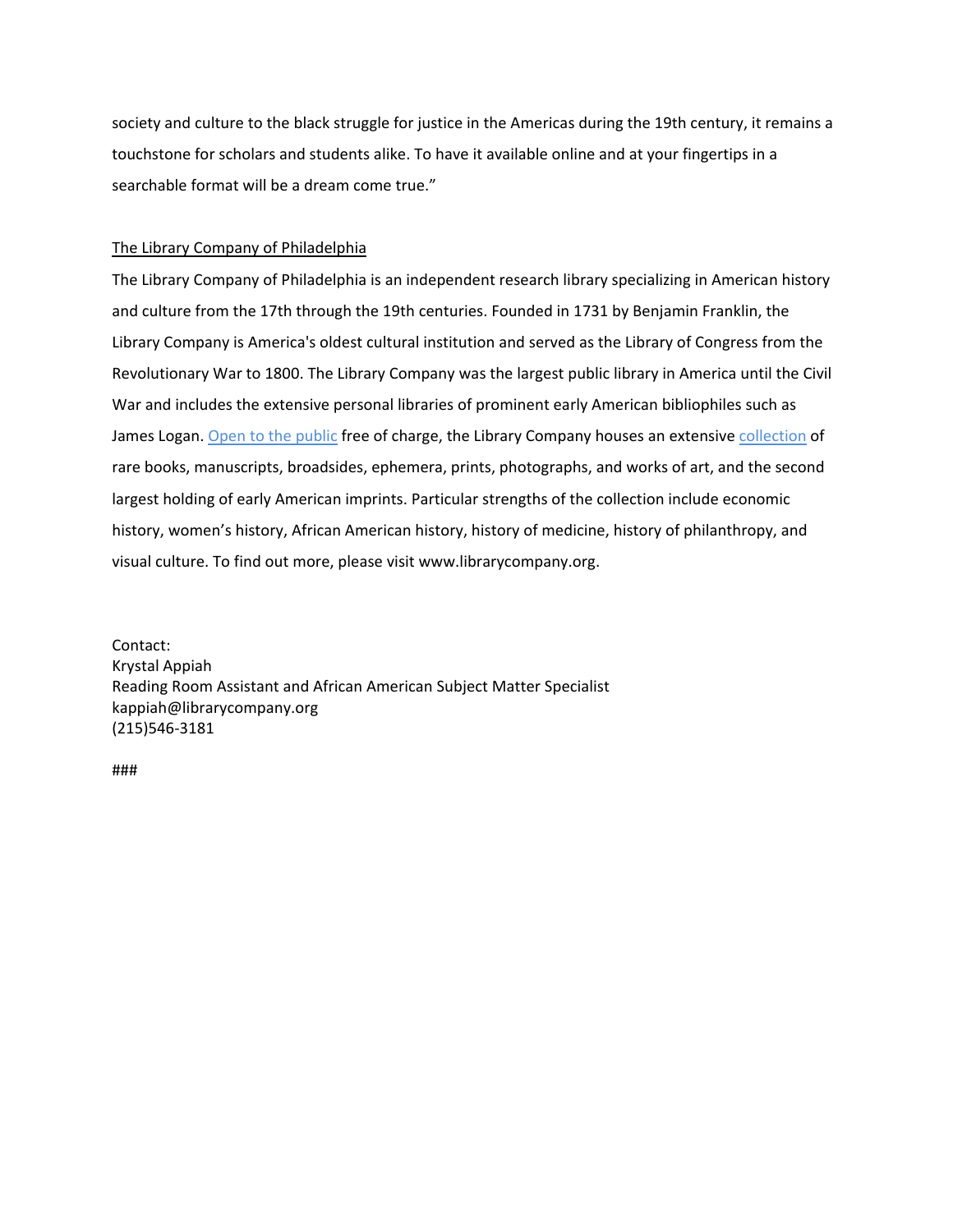society and culture to the black struggle for justice in the Americas during the 19th century, it remains a touchstone for scholars and students alike. To have it available online and at your fingertips in a searchable format will be a dream come true."

The Library Company of Philadelphia

The Library Company of Philadelphia is an independent research library specializing in American history and culture from the 17th through the 19th centuries. Founded in 1731 by Benjamin Franklin, the Library Company is America's oldest cultural institution and served as the Library of Congress from the Revolutionary War to 1800. The Library Company was the largest public library in America until the Civil War and includes the extensive personal libraries of prominent early American bibliophiles such as James Logan. Open to the public free of charge, the Library Company houses an extensive collection of rare books, manuscripts, broadsides, ephemera, prints, photographs, and works of art, and the second largest holding of early American imprints. Particular strengths of the collection include economic history, women's history, African American history, history of medicine, history of philanthropy, and visual culture. To find out more, please visit www.librarycompany.org.

Contact:
Krystal Appiah
Reading Room Assistant and African American Subject Matter Specialist
kappiah@librarycompany.org
(215)546-3181

###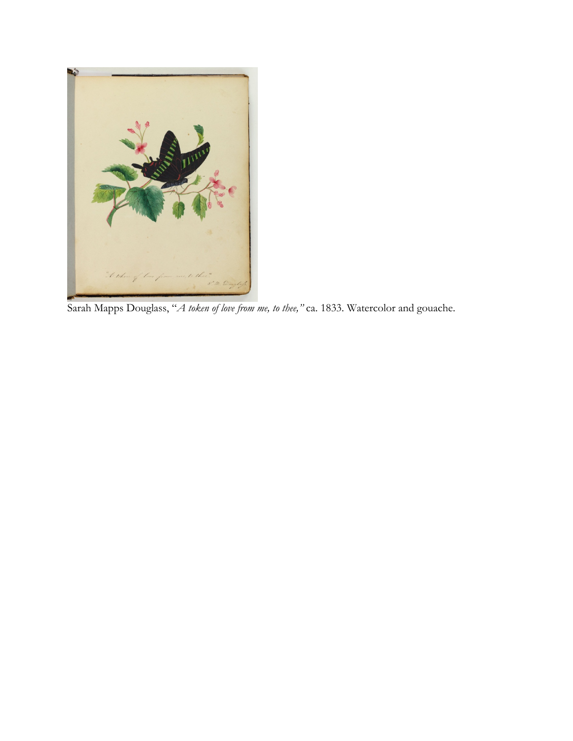Sarah Mapps Douglass, "*A token of love from me, to thee,"* ca. 1833. Watercolor and gouache.